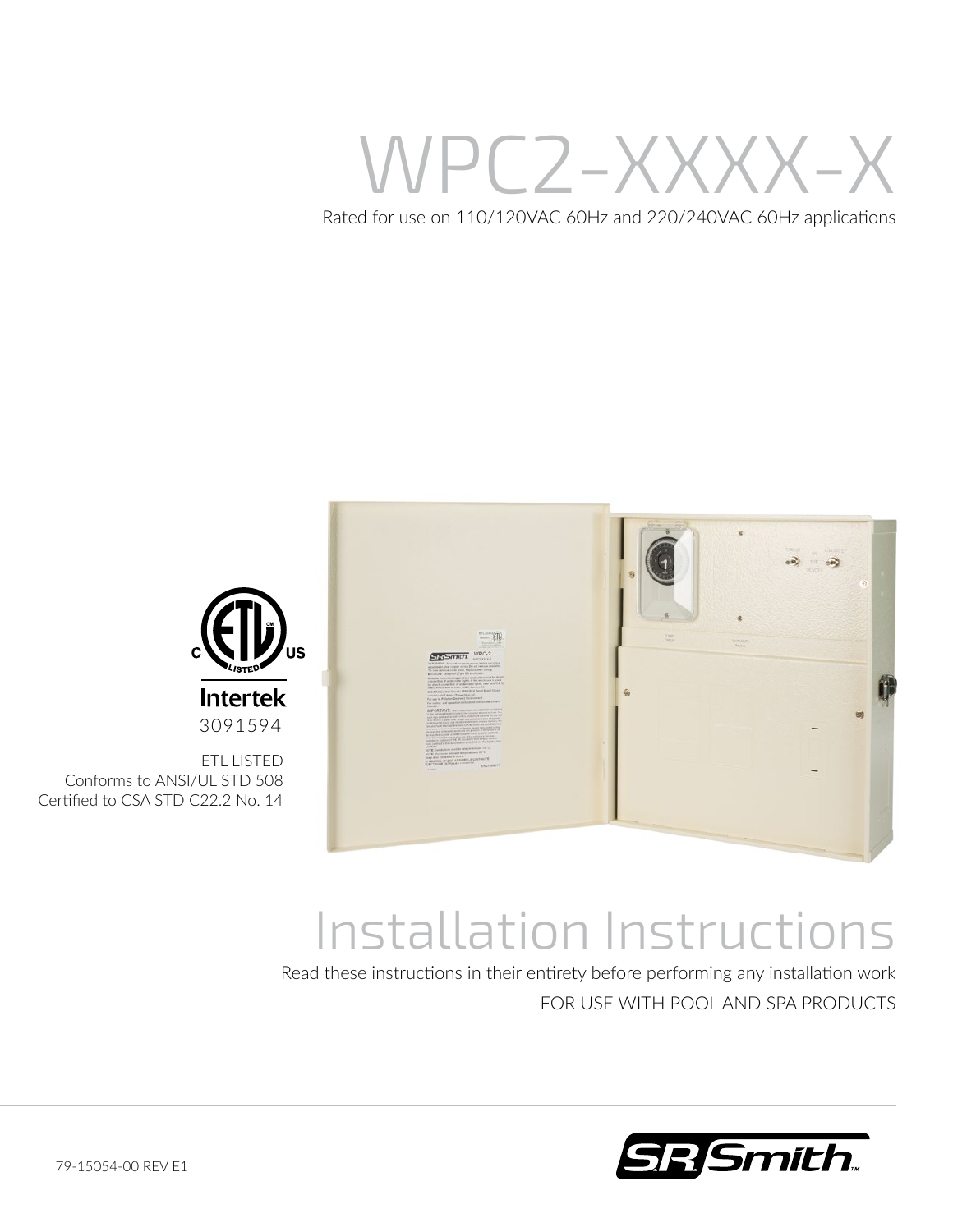# WPC2-XXXX-X

Rated for use on 110/120VAC 60Hz and 220/240VAC 60Hz applications

Intertek

3091594

ETL LISTED
Conforms to ANSI/UL STD 508
Certified to CSA STD C22.2 No. 14

# Installation Instructions

Read these instructions in their entirety before performing any installation work

FOR USE WITH POOL AND SPA PRODUCTS

79-15054-00 REV E1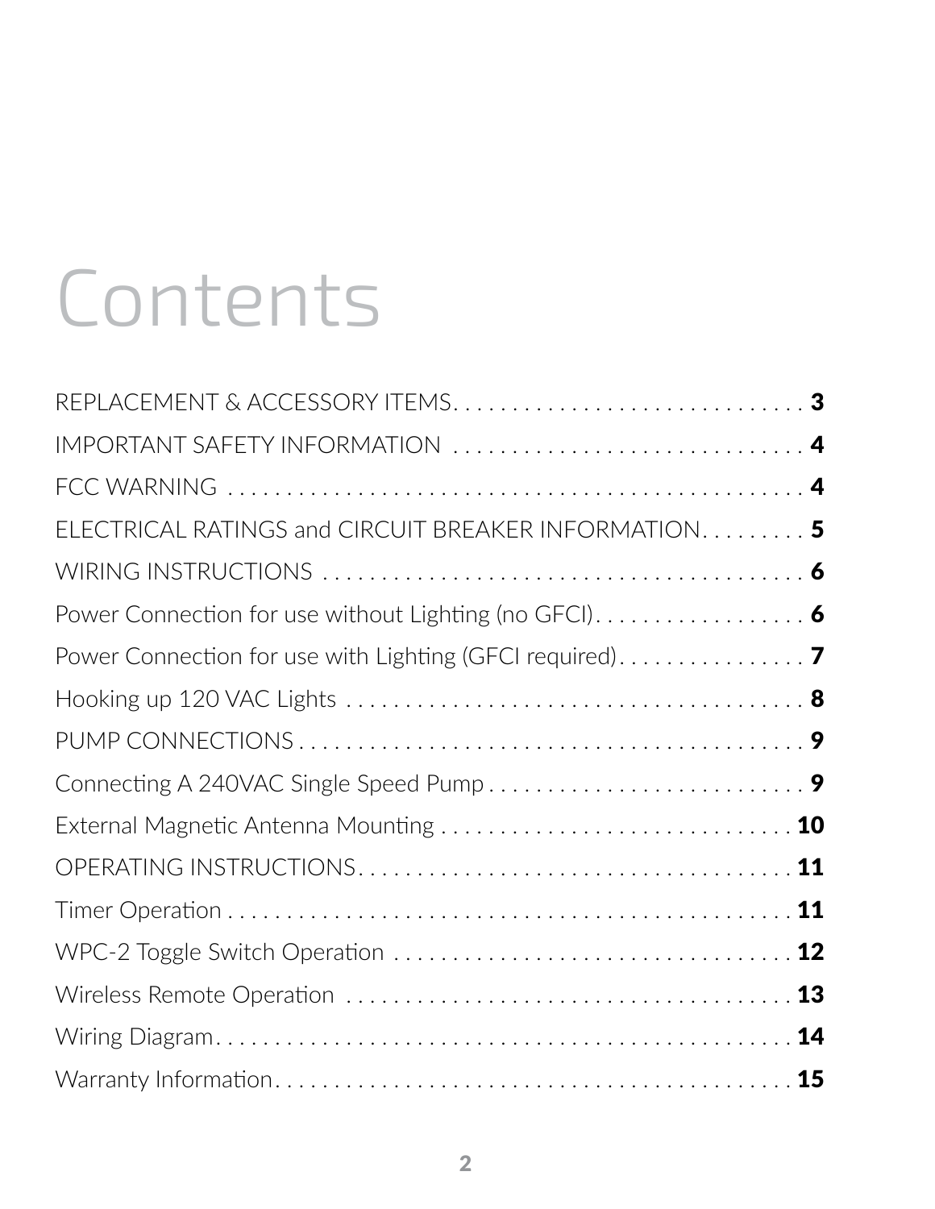# Contents

REPLACEMENT & ACCESSORY ITEMS . . . . . . . . . . . . . . . . . . . . . . . . . . . . . . . **3**
IMPORTANT SAFETY INFORMATION . . . . . . . . . . . . . . . . . . . . . . . . . . . . . . . **4**
FCC WARNING . . . . . . . . . . . . . . . . . . . . . . . . . . . . . . . . . . . . . . . . . . . . . . . . **4**
ELECTRICAL RATINGS and CIRCUIT BREAKER INFORMATION . . . . . . . . . **5**
WIRING INSTRUCTIONS . . . . . . . . . . . . . . . . . . . . . . . . . . . . . . . . . . . . . . . . **6**
Power Connection for use without Lighting (no GFCI) . . . . . . . . . . . . . . . . . . . **6**
Power Connection for use with Lighting (GFCI required) . . . . . . . . . . . . . . . . **7**
Hooking up 120 VAC Lights . . . . . . . . . . . . . . . . . . . . . . . . . . . . . . . . . . . . . . **8**
PUMP CONNECTIONS . . . . . . . . . . . . . . . . . . . . . . . . . . . . . . . . . . . . . . . . . . . **9**
Connecting A 240VAC Single Speed Pump . . . . . . . . . . . . . . . . . . . . . . . . . . . . **9**
External Magnetic Antenna Mounting . . . . . . . . . . . . . . . . . . . . . . . . . . . . . . . **10**
OPERATING INSTRUCTIONS . . . . . . . . . . . . . . . . . . . . . . . . . . . . . . . . . . . . . **11**
Timer Operation . . . . . . . . . . . . . . . . . . . . . . . . . . . . . . . . . . . . . . . . . . . . . . . . **11**
WPC-2 Toggle Switch Operation . . . . . . . . . . . . . . . . . . . . . . . . . . . . . . . . . . . **12**
Wireless Remote Operation . . . . . . . . . . . . . . . . . . . . . . . . . . . . . . . . . . . . . . . **13**
Wiring Diagram . . . . . . . . . . . . . . . . . . . . . . . . . . . . . . . . . . . . . . . . . . . . . . . . . **14**
Warranty Information . . . . . . . . . . . . . . . . . . . . . . . . . . . . . . . . . . . . . . . . . . . . **15**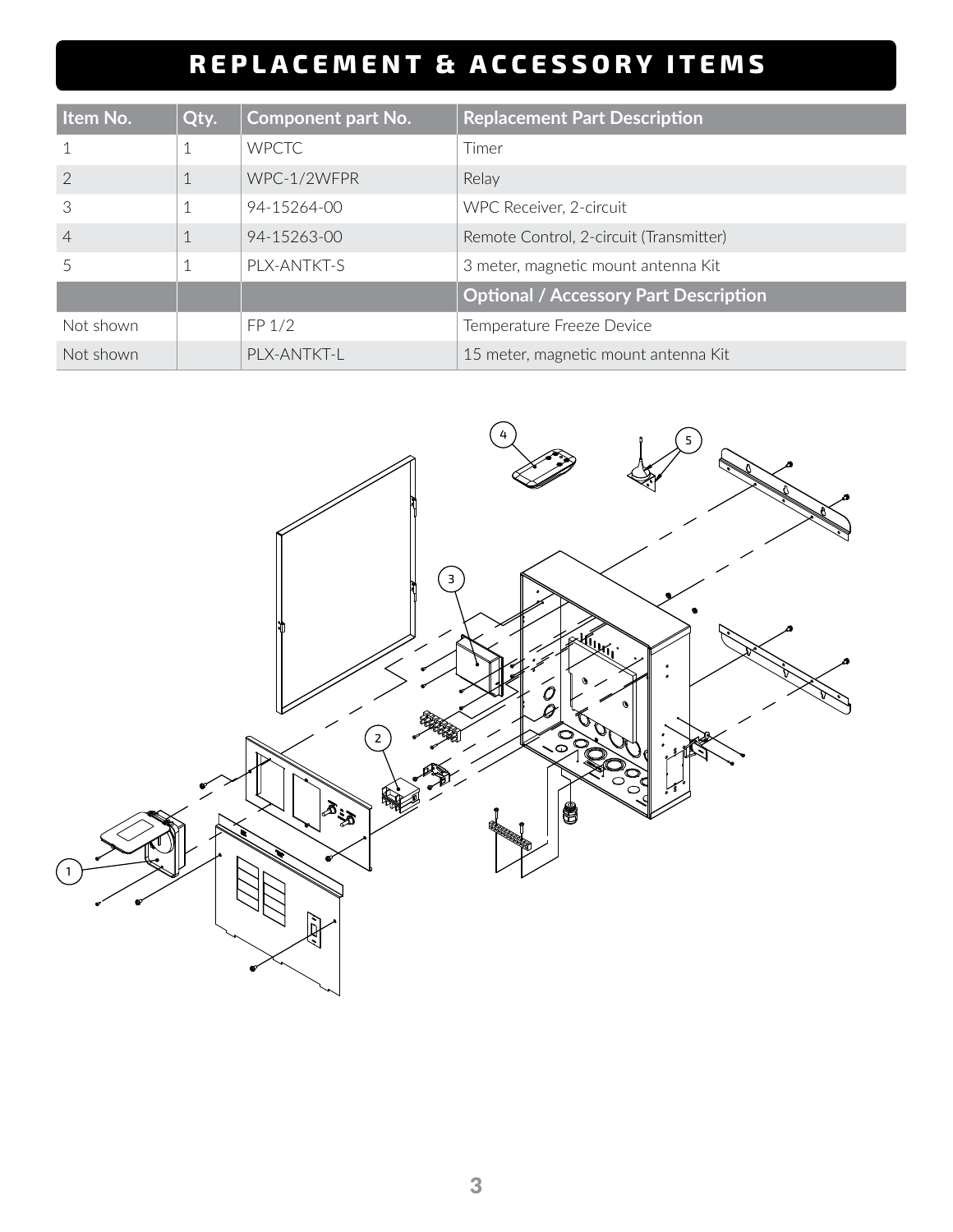# REPLACEMENT & ACCESSORY ITEMS

| Item No. | Qty. | Component part No. | Replacement Part Description |
|---|---|---|---|
| 1 | 1 | WPCTC | Timer |
| 2 | 1 | WPC-1/2WFPR | Relay |
| 3 | 1 | 94-15264-00 | WPC Receiver, 2-circuit |
| 4 | 1 | 94-15263-00 | Remote Control, 2-circuit (Transmitter) |
| 5 | 1 | PLX-ANTKT-S | 3 meter, magnetic mount antenna Kit |
| | | | **Optional / Accessory Part Description** |
| Not shown | | FP 1/2 | Temperature Freeze Device |
| Not shown | | PLX-ANTKT-L | 15 meter, magnetic mount antenna Kit |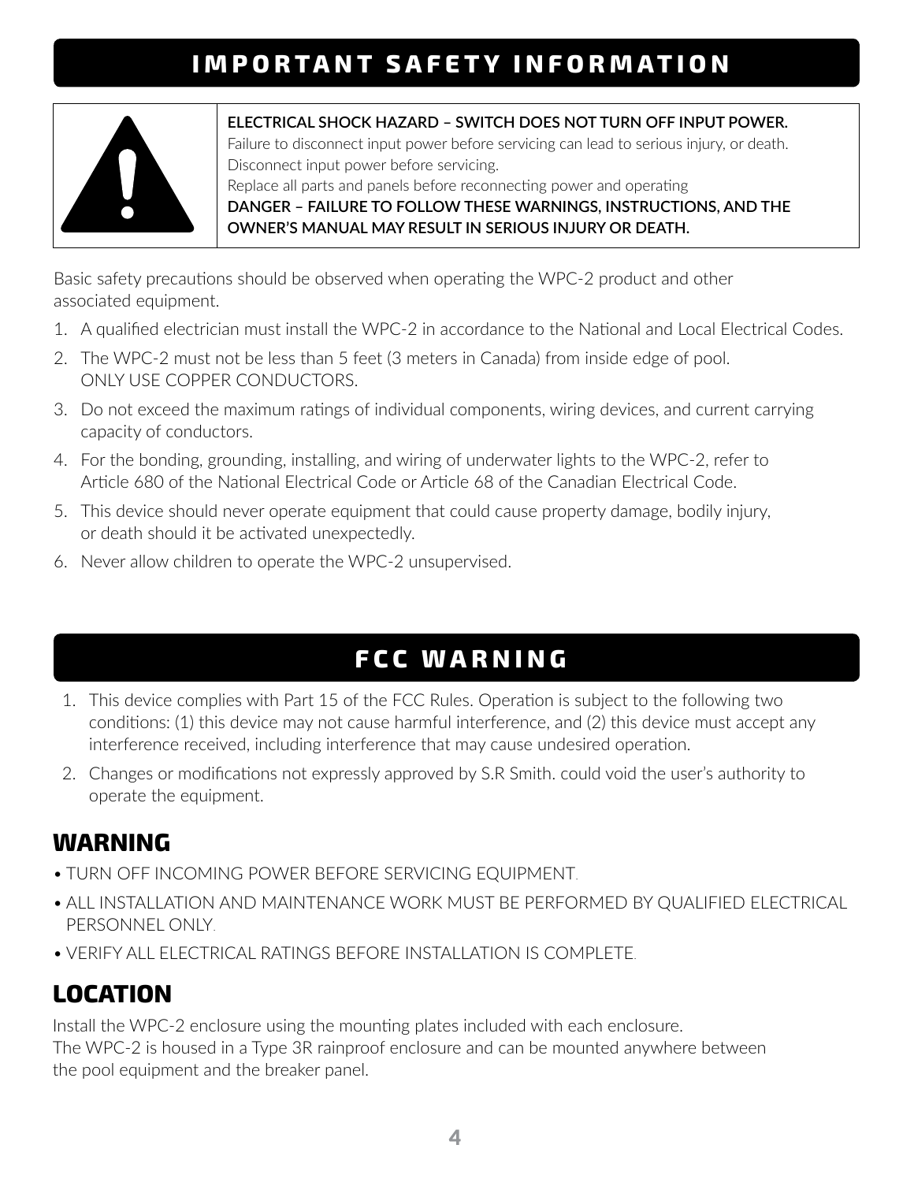# IMPORTANT SAFETY INFORMATION

**ELECTRICAL SHOCK HAZARD – SWITCH DOES NOT TURN OFF INPUT POWER.**
Failure to disconnect input power before servicing can lead to serious injury, or death.
Disconnect input power before servicing.
Replace all parts and panels before reconnecting power and operating
**DANGER – FAILURE TO FOLLOW THESE WARNINGS, INSTRUCTIONS, AND THE OWNER'S MANUAL MAY RESULT IN SERIOUS INJURY OR DEATH.**

Basic safety precautions should be observed when operating the WPC-2 product and other associated equipment.

1. A qualified electrician must install the WPC-2 in accordance to the National and Local Electrical Codes.
2. The WPC-2 must not be less than 5 feet (3 meters in Canada) from inside edge of pool.
   ONLY USE COPPER CONDUCTORS.
3. Do not exceed the maximum ratings of individual components, wiring devices, and current carrying capacity of conductors.
4. For the bonding, grounding, installing, and wiring of underwater lights to the WPC-2, refer to Article 680 of the National Electrical Code or Article 68 of the Canadian Electrical Code.
5. This device should never operate equipment that could cause property damage, bodily injury, or death should it be activated unexpectedly.
6. Never allow children to operate the WPC-2 unsupervised.

# FCC WARNING

1. This device complies with Part 15 of the FCC Rules. Operation is subject to the following two conditions: (1) this device may not cause harmful interference, and (2) this device must accept any interference received, including interference that may cause undesired operation.
2. Changes or modifications not expressly approved by S.R Smith. could void the user's authority to operate the equipment.

## WARNING

- TURN OFF INCOMING POWER BEFORE SERVICING EQUIPMENT.
- ALL INSTALLATION AND MAINTENANCE WORK MUST BE PERFORMED BY QUALIFIED ELECTRICAL PERSONNEL ONLY.
- VERIFY ALL ELECTRICAL RATINGS BEFORE INSTALLATION IS COMPLETE.

## LOCATION

Install the WPC-2 enclosure using the mounting plates included with each enclosure.
The WPC-2 is housed in a Type 3R rainproof enclosure and can be mounted anywhere between the pool equipment and the breaker panel.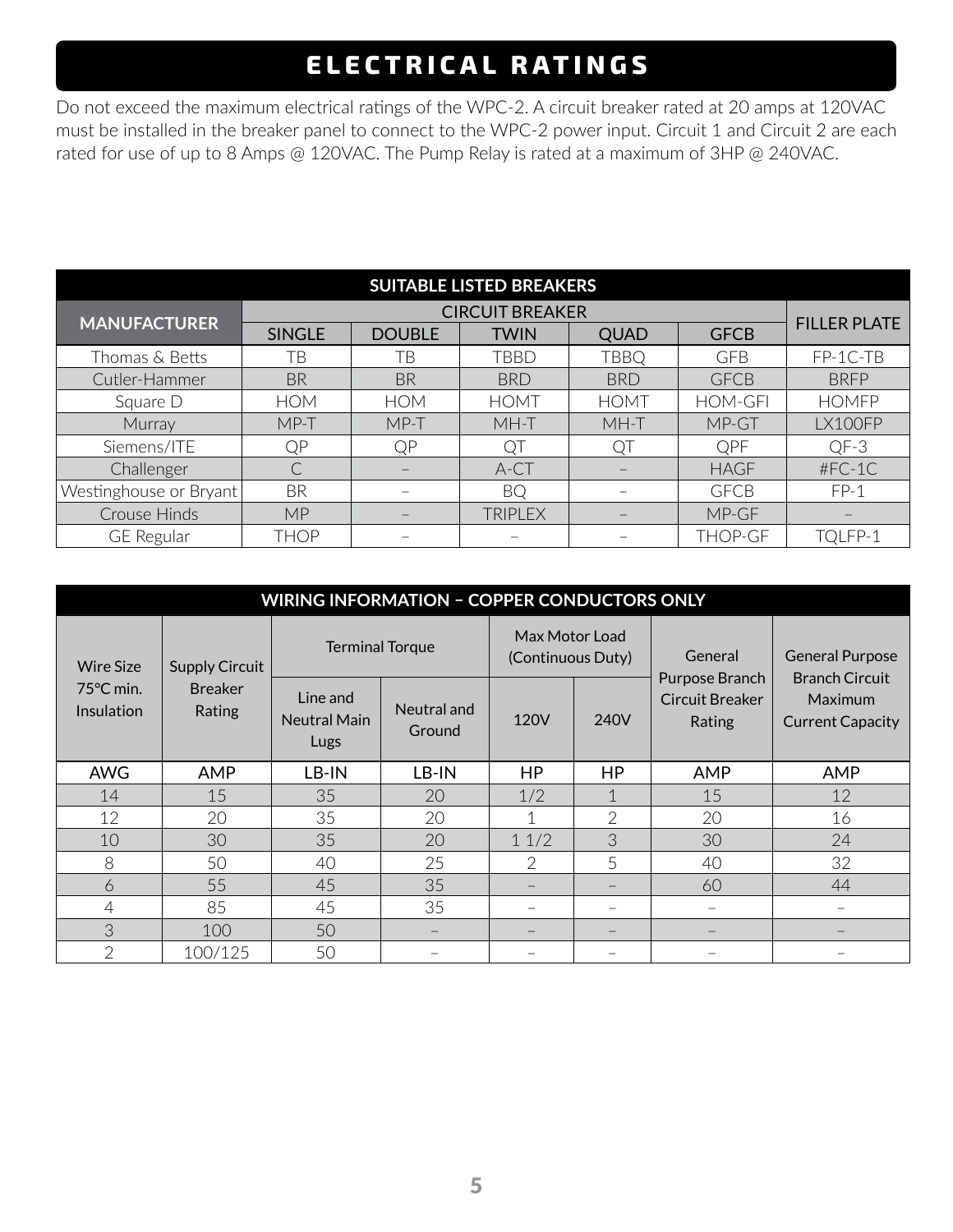# ELECTRICAL RATINGS

Do not exceed the maximum electrical ratings of the WPC-2. A circuit breaker rated at 20 amps at 120VAC must be installed in the breaker panel to connect to the WPC-2 power input. Circuit 1 and Circuit 2 are each rated for use of up to 8 Amps @ 120VAC. The Pump Relay is rated at a maximum of 3HP @ 240VAC.

| SUITABLE LISTED BREAKERS | | | | | | |
|---|---|---|---|---|---|---|
| MANUFACTURER | CIRCUIT BREAKER | | | | | FILLER PLATE |
| | SINGLE | DOUBLE | TWIN | QUAD | GFCB | |
| Thomas & Betts | TB | TB | TBBD | TBBQ | GFB | FP-1C-TB |
| Cutler-Hammer | BR | BR | BRD | BRD | GFCB | BRFP |
| Square D | HOM | HOM | HOMT | HOMT | HOM-GFI | HOMFP |
| Murray | MP-T | MP-T | MH-T | MH-T | MP-GT | LX100FP |
| Siemens/ITE | QP | QP | QT | QT | QPF | QF-3 |
| Challenger | C | – | A-CT | – | HAGF | #FC-1C |
| Westinghouse or Bryant | BR | – | BQ | – | GFCB | FP-1 |
| Crouse Hinds | MP | – | TRIPLEX | – | MP-GF | – |
| GE Regular | THOP | – | – | – | THOP-GF | TQLFP-1 |

| WIRING INFORMATION – COPPER CONDUCTORS ONLY | | | | | | | |
|---|---|---|---|---|---|---|---|
| Wire Size 75°C min. Insulation | Supply Circuit Breaker Rating | Terminal Torque | | Max Motor Load (Continuous Duty) | | General Purpose Branch Circuit Breaker Rating | General Purpose Branch Circuit Maximum Current Capacity |
| | | Line and Neutral Main Lugs | Neutral and Ground | 120V | 240V | | |
| AWG | AMP | LB-IN | LB-IN | HP | HP | AMP | AMP |
| 14 | 15 | 35 | 20 | 1/2 | 1 | 15 | 12 |
| 12 | 20 | 35 | 20 | 1 | 2 | 20 | 16 |
| 10 | 30 | 35 | 20 | 1 1/2 | 3 | 30 | 24 |
| 8 | 50 | 40 | 25 | 2 | 5 | 40 | 32 |
| 6 | 55 | 45 | 35 | – | – | 60 | 44 |
| 4 | 85 | 45 | 35 | – | – | – | – |
| 3 | 100 | 50 | – | – | – | – | – |
| 2 | 100/125 | 50 | – | – | – | – | – |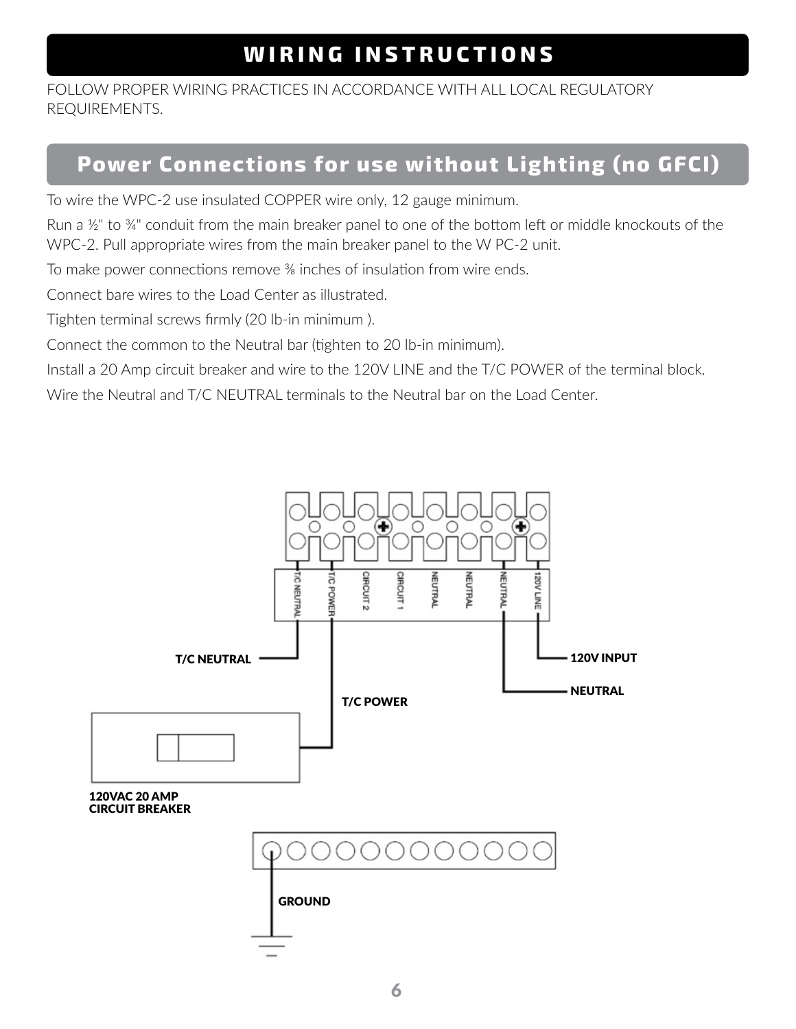# WIRING INSTRUCTIONS

FOLLOW PROPER WIRING PRACTICES IN ACCORDANCE WITH ALL LOCAL REGULATORY REQUIREMENTS.

## Power Connections for use without Lighting (no GFCI)

To wire the WPC-2 use insulated COPPER wire only, 12 gauge minimum.

Run a ½" to ¾" conduit from the main breaker panel to one of the bottom left or middle knockouts of the WPC-2. Pull appropriate wires from the main breaker panel to the W PC-2 unit.

To make power connections remove ⅜ inches of insulation from wire ends.

Connect bare wires to the Load Center as illustrated.

Tighten terminal screws firmly (20 lb-in minimum ).

Connect the common to the Neutral bar (tighten to 20 lb-in minimum).

Install a 20 Amp circuit breaker and wire to the 120V LINE and the T/C POWER of the terminal block.

Wire the Neutral and T/C NEUTRAL terminals to the Neutral bar on the Load Center.

T/C NEUTRAL

T/C POWER

CIRCUIT 2

CIRCUIT 1

NEUTRAL

NEUTRAL

NEUTRAL

120V LINE

T/C NEUTRAL

120V INPUT

NEUTRAL

T/C POWER

120VAC 20 AMP CIRCUIT BREAKER

GROUND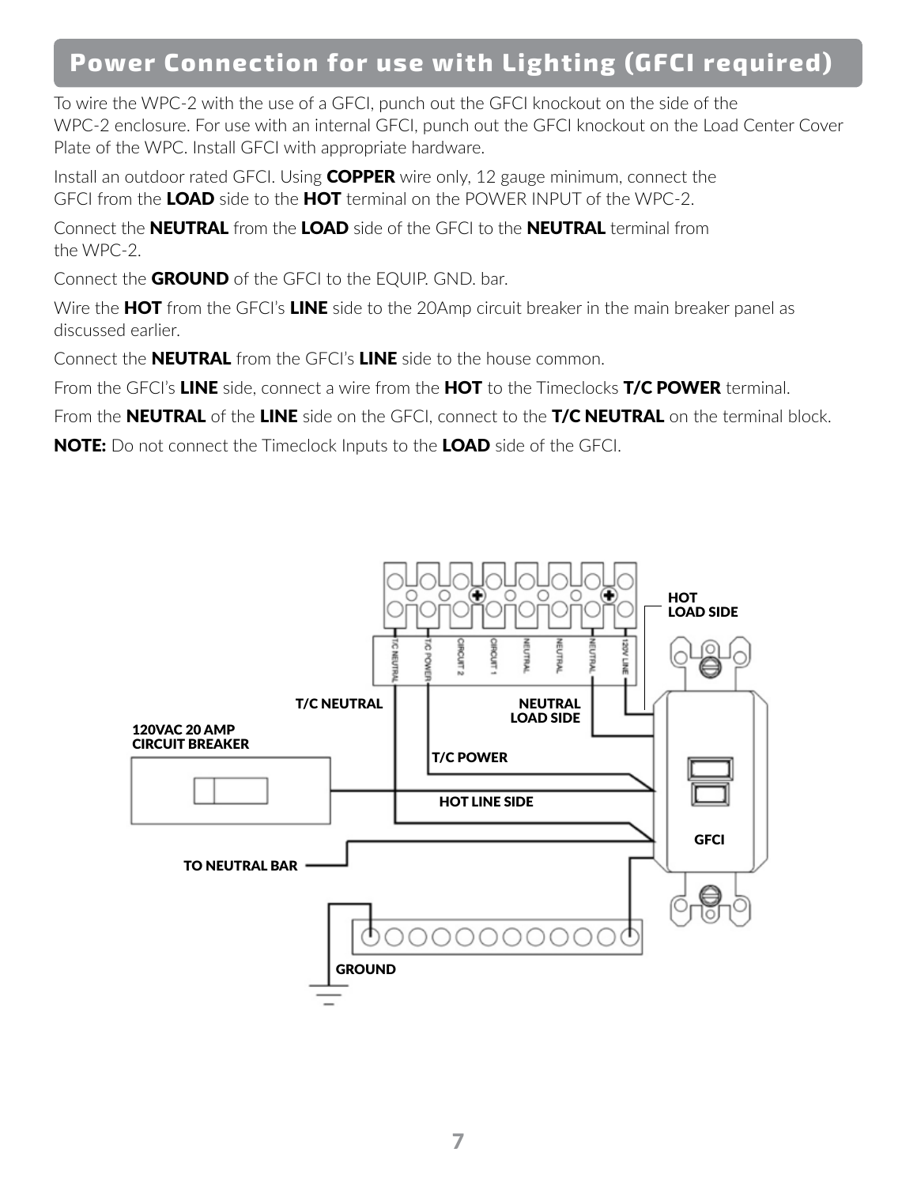## Power Connection for use with Lighting (GFCI required)

To wire the WPC-2 with the use of a GFCI, punch out the GFCI knockout on the side of the WPC-2 enclosure. For use with an internal GFCI, punch out the GFCI knockout on the Load Center Cover Plate of the WPC. Install GFCI with appropriate hardware.

Install an outdoor rated GFCI. Using **COPPER** wire only, 12 gauge minimum, connect the GFCI from the **LOAD** side to the **HOT** terminal on the POWER INPUT of the WPC-2.

Connect the **NEUTRAL** from the **LOAD** side of the GFCI to the **NEUTRAL** terminal from the WPC-2.

Connect the **GROUND** of the GFCI to the EQUIP. GND. bar.

Wire the **HOT** from the GFCI's **LINE** side to the 20Amp circuit breaker in the main breaker panel as discussed earlier.

Connect the **NEUTRAL** from the GFCI's **LINE** side to the house common.

From the GFCI's **LINE** side, connect a wire from the **HOT** to the Timeclocks **T/C POWER** terminal.

From the **NEUTRAL** of the **LINE** side on the GFCI, connect to the **T/C NEUTRAL** on the terminal block.

**NOTE:** Do not connect the Timeclock Inputs to the **LOAD** side of the GFCI.

T/C NEUTRAL | T/C POWER | CIRCUIT 2 | CIRCUIT 1 | NEUTRAL | NEUTRAL | NEUTRAL | 120V LINE

HOT LOAD SIDE

T/C NEUTRAL

NEUTRAL LOAD SIDE

120VAC 20 AMP CIRCUIT BREAKER

T/C POWER

HOT LINE SIDE

GFCI

TO NEUTRAL BAR

GROUND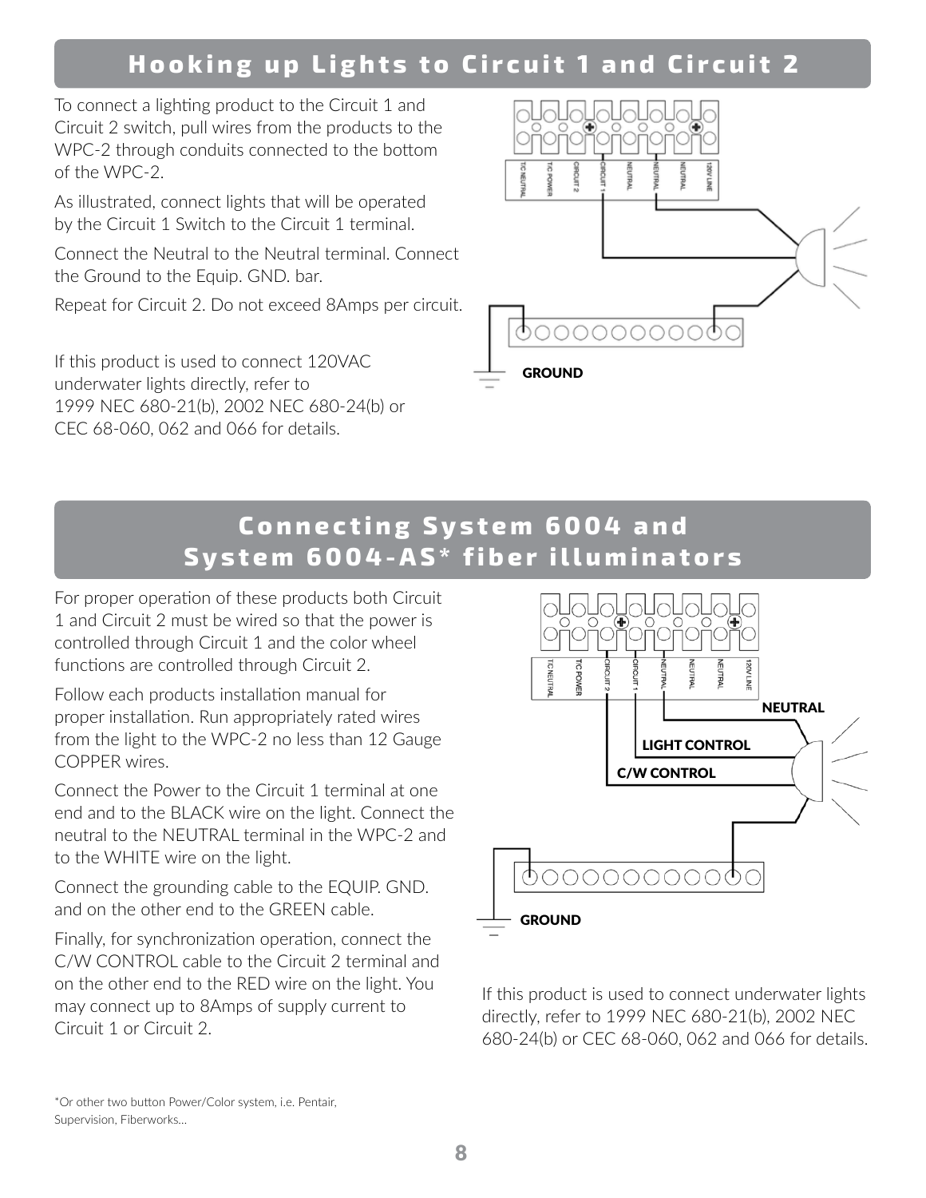## Hooking up Lights to Circuit 1 and Circuit 2

To connect a lighting product to the Circuit 1 and Circuit 2 switch, pull wires from the products to the WPC-2 through conduits connected to the bottom of the WPC-2.

As illustrated, connect lights that will be operated by the Circuit 1 Switch to the Circuit 1 terminal.

Connect the Neutral to the Neutral terminal. Connect the Ground to the Equip. GND. bar.

Repeat for Circuit 2. Do not exceed 8Amps per circuit.

If this product is used to connect 120VAC underwater lights directly, refer to 1999 NEC 680-21(b), 2002 NEC 680-24(b) or CEC 68-060, 062 and 066 for details.

T/C NEUTRAL T/C POWER CIRCUIT 2 CIRCUIT 1 NEUTRAL NEUTRAL NEUTRAL 120V LINE

GROUND

## Connecting System 6004 and System 6004-AS* fiber illuminators

For proper operation of these products both Circuit 1 and Circuit 2 must be wired so that the power is controlled through Circuit 1 and the color wheel functions are controlled through Circuit 2.

Follow each products installation manual for proper installation. Run appropriately rated wires from the light to the WPC-2 no less than 12 Gauge COPPER wires.

Connect the Power to the Circuit 1 terminal at one end and to the BLACK wire on the light. Connect the neutral to the NEUTRAL terminal in the WPC-2 and to the WHITE wire on the light.

Connect the grounding cable to the EQUIP. GND. and on the other end to the GREEN cable.

Finally, for synchronization operation, connect the C/W CONTROL cable to the Circuit 2 terminal and on the other end to the RED wire on the light. You may connect up to 8Amps of supply current to Circuit 1 or Circuit 2.

T/C NEUTRAL T/C POWER CIRCUIT 2 CIRCUIT 1 NEUTRAL NEUTRAL NEUTRAL 120V LINE

NEUTRAL

LIGHT CONTROL

C/W CONTROL

GROUND

If this product is used to connect underwater lights directly, refer to 1999 NEC 680-21(b), 2002 NEC 680-24(b) or CEC 68-060, 062 and 066 for details.

*Or other two button Power/Color system, i.e. Pentair, Supervision, Fiberworks...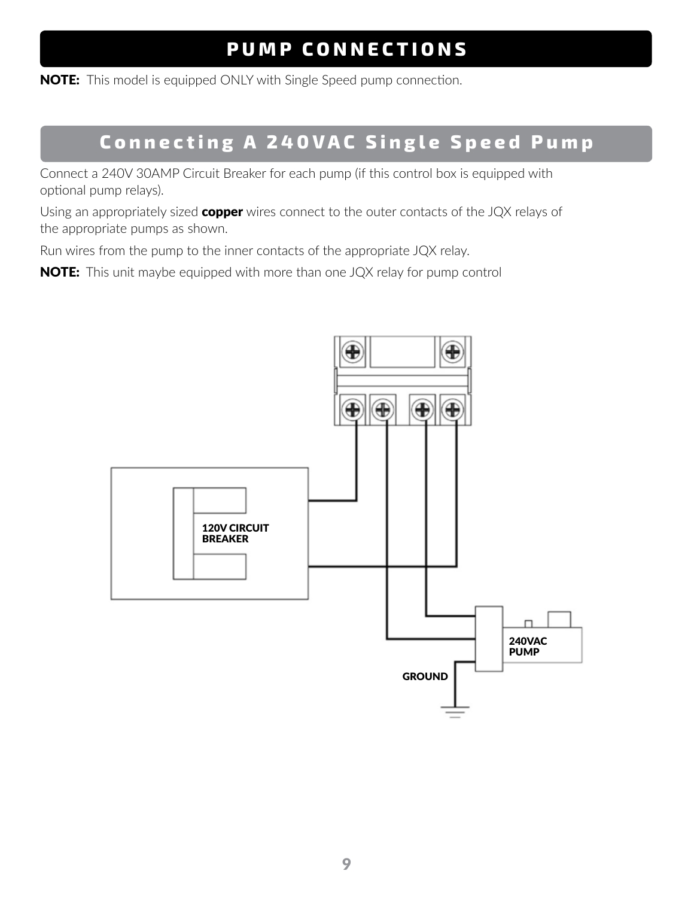# PUMP CONNECTIONS

**NOTE:** This model is equipped ONLY with Single Speed pump connection.

## Connecting A 240VAC Single Speed Pump

Connect a 240V 30AMP Circuit Breaker for each pump (if this control box is equipped with optional pump relays).

Using an appropriately sized **copper** wires connect to the outer contacts of the JQX relays of the appropriate pumps as shown.

Run wires from the pump to the inner contacts of the appropriate JQX relay.

**NOTE:** This unit maybe equipped with more than one JQX relay for pump control

120V CIRCUIT BREAKER

240VAC PUMP

GROUND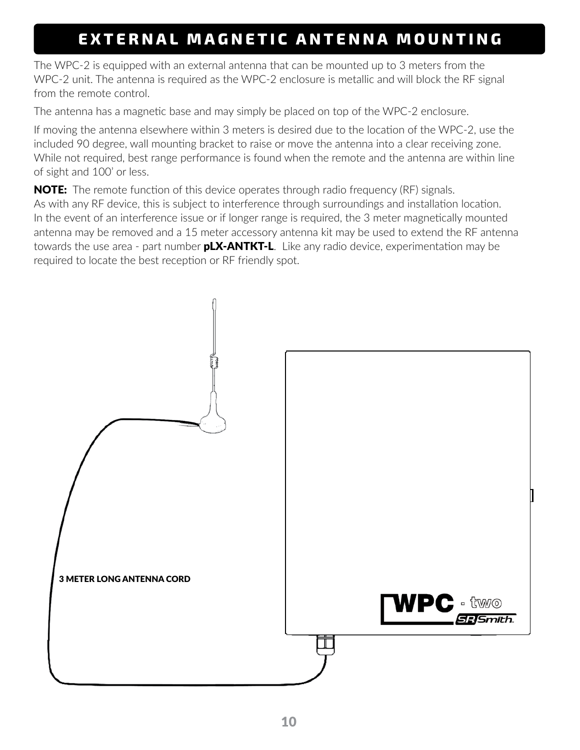# EXTERNAL MAGNETIC ANTENNA MOUNTING

The WPC-2 is equipped with an external antenna that can be mounted up to 3 meters from the WPC-2 unit. The antenna is required as the WPC-2 enclosure is metallic and will block the RF signal from the remote control.

The antenna has a magnetic base and may simply be placed on top of the WPC-2 enclosure.

If moving the antenna elsewhere within 3 meters is desired due to the location of the WPC-2, use the included 90 degree, wall mounting bracket to raise or move the antenna into a clear receiving zone. While not required, best range performance is found when the remote and the antenna are within line of sight and 100' or less.

**NOTE:** The remote function of this device operates through radio frequency (RF) signals. As with any RF device, this is subject to interference through surroundings and installation location. In the event of an interference issue or if longer range is required, the 3 meter magnetically mounted antenna may be removed and a 15 meter accessory antenna kit may be used to extend the RF antenna towards the use area - part number **pLX-ANTKT-L**. Like any radio device, experimentation may be required to locate the best reception or RF friendly spot.

3 METER LONG ANTENNA CORD

WPC - two

SR Smith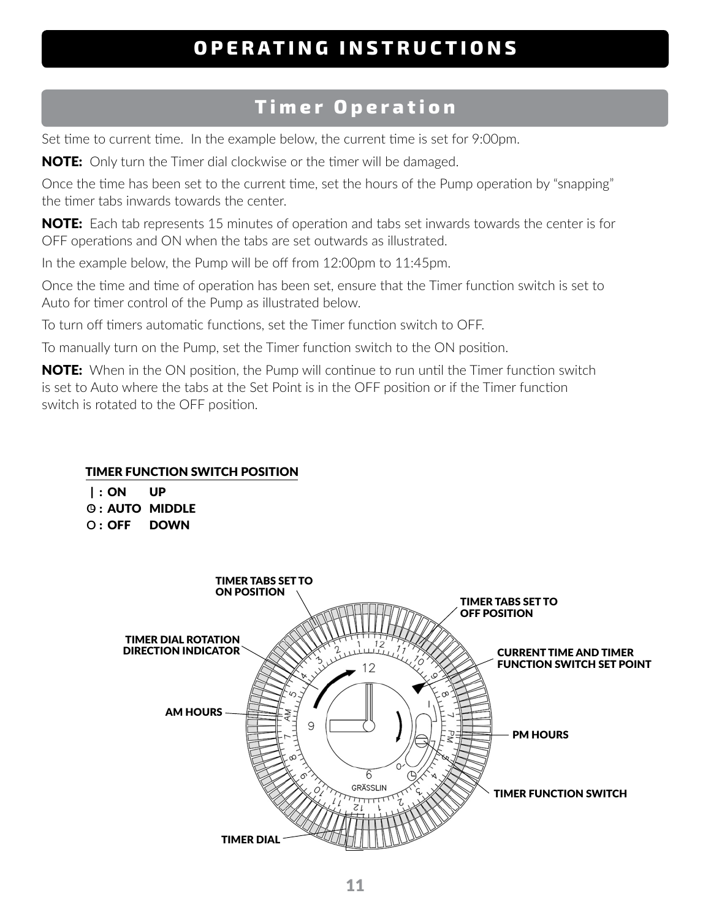# OPERATING INSTRUCTIONS

## Timer Operation

Set time to current time. In the example below, the current time is set for 9:00pm.

**NOTE:** Only turn the Timer dial clockwise or the timer will be damaged.

Once the time has been set to the current time, set the hours of the Pump operation by "snapping" the timer tabs inwards towards the center.

**NOTE:** Each tab represents 15 minutes of operation and tabs set inwards towards the center is for OFF operations and ON when the tabs are set outwards as illustrated.

In the example below, the Pump will be off from 12:00pm to 11:45pm.

Once the time and time of operation has been set, ensure that the Timer function switch is set to Auto for timer control of the Pump as illustrated below.

To turn off timers automatic functions, set the Timer function switch to OFF.

To manually turn on the Pump, set the Timer function switch to the ON position.

**NOTE:** When in the ON position, the Pump will continue to run until the Timer function switch is set to Auto where the tabs at the Set Point is in the OFF position or if the Timer function switch is rotated to the OFF position.

**TIMER FUNCTION SWITCH POSITION**

| Symbol | Function | Position |
|---|---|---|
| I : | ON | UP |
| ◷ : | AUTO | MIDDLE |
| O : | OFF | DOWN |

TIMER TABS SET TO ON POSITION

TIMER TABS SET TO OFF POSITION

TIMER DIAL ROTATION DIRECTION INDICATOR

CURRENT TIME AND TIMER FUNCTION SWITCH SET POINT

AM HOURS

PM HOURS

TIMER FUNCTION SWITCH

TIMER DIAL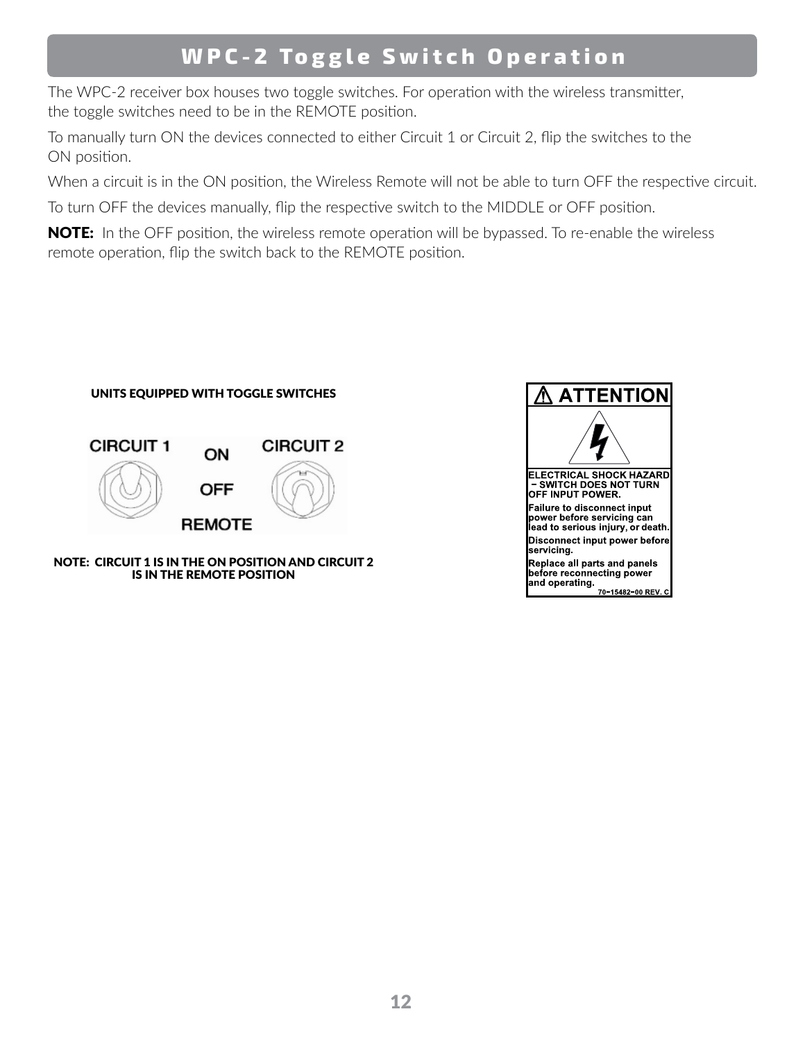# WPC-2 Toggle Switch Operation

The WPC-2 receiver box houses two toggle switches. For operation with the wireless transmitter, the toggle switches need to be in the REMOTE position.

To manually turn ON the devices connected to either Circuit 1 or Circuit 2, flip the switches to the ON position.

When a circuit is in the ON position, the Wireless Remote will not be able to turn OFF the respective circuit.

To turn OFF the devices manually, flip the respective switch to the MIDDLE or OFF position.

**NOTE:** In the OFF position, the wireless remote operation will be bypassed. To re-enable the wireless remote operation, flip the switch back to the REMOTE position.

**UNITS EQUIPPED WITH TOGGLE SWITCHES**

CIRCUIT 1 ON OFF REMOTE CIRCUIT 2

**NOTE: CIRCUIT 1 IS IN THE ON POSITION AND CIRCUIT 2 IS IN THE REMOTE POSITION**

**⚠ ATTENTION**

**ELECTRICAL SHOCK HAZARD – SWITCH DOES NOT TURN OFF INPUT POWER.**

**Failure to disconnect input power before servicing can lead to serious injury, or death.**

**Disconnect input power before servicing.**

**Replace all parts and panels before reconnecting power and operating.**

70-15482-00 REV. C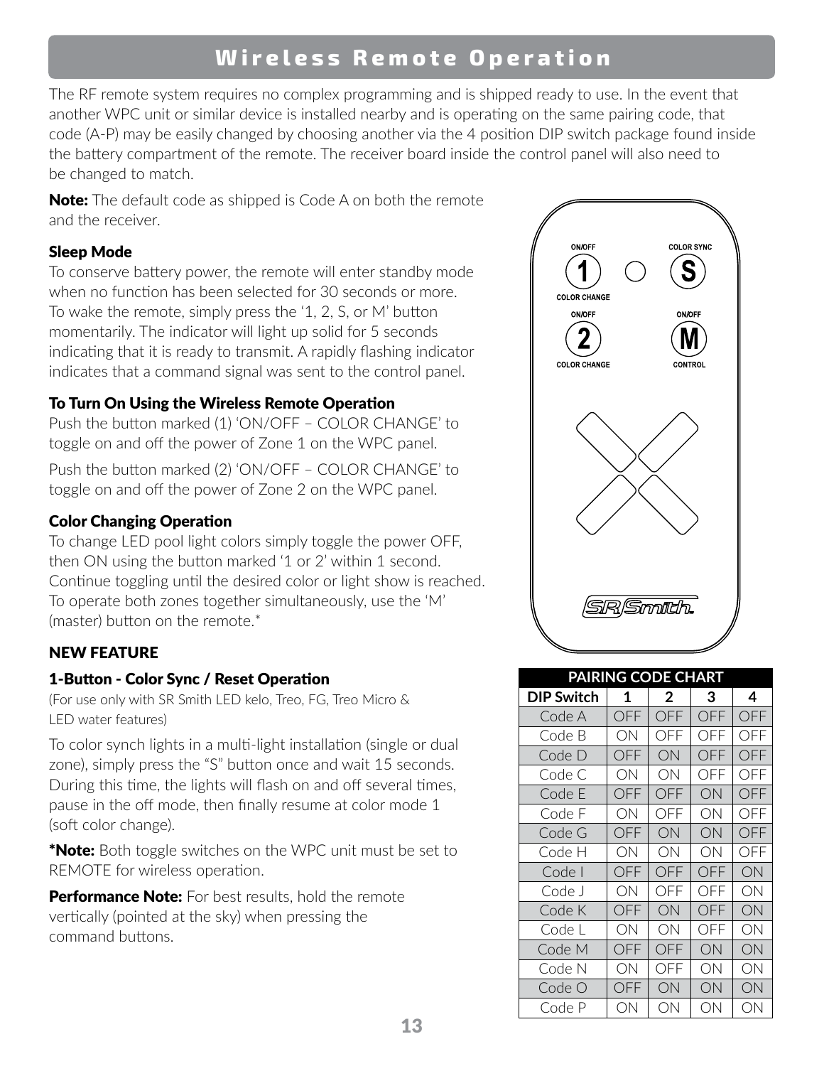## Wireless Remote Operation

The RF remote system requires no complex programming and is shipped ready to use. In the event that another WPC unit or similar device is installed nearby and is operating on the same pairing code, that code (A-P) may be easily changed by choosing another via the 4 position DIP switch package found inside the battery compartment of the remote. The receiver board inside the control panel will also need to be changed to match.

**Note:** The default code as shipped is Code A on both the remote and the receiver.

### Sleep Mode

To conserve battery power, the remote will enter standby mode when no function has been selected for 30 seconds or more. To wake the remote, simply press the '1, 2, S, or M' button momentarily. The indicator will light up solid for 5 seconds indicating that it is ready to transmit. A rapidly flashing indicator indicates that a command signal was sent to the control panel.

### To Turn On Using the Wireless Remote Operation

Push the button marked (1) 'ON/OFF – COLOR CHANGE' to toggle on and off the power of Zone 1 on the WPC panel.

Push the button marked (2) 'ON/OFF – COLOR CHANGE' to toggle on and off the power of Zone 2 on the WPC panel.

### Color Changing Operation

To change LED pool light colors simply toggle the power OFF, then ON using the button marked '1 or 2' within 1 second. Continue toggling until the desired color or light show is reached. To operate both zones together simultaneously, use the 'M' (master) button on the remote.*

### NEW FEATURE

### 1-Button - Color Sync / Reset Operation

(For use only with SR Smith LED kelo, Treo, FG, Treo Micro & LED water features)

To color synch lights in a multi-light installation (single or dual zone), simply press the "S" button once and wait 15 seconds. During this time, the lights will flash on and off several times, pause in the off mode, then finally resume at color mode 1 (soft color change).

***Note:** Both toggle switches on the WPC unit must be set to REMOTE for wireless operation.

**Performance Note:** For best results, hold the remote vertically (pointed at the sky) when pressing the command buttons.

ON/OFF 1 COLOR CHANGE · COLOR SYNC S · ON/OFF 2 COLOR CHANGE · ON/OFF M CONTROL · SR Smith

**PAIRING CODE CHART**

| DIP Switch | 1 | 2 | 3 | 4 |
|---|---|---|---|---|
| Code A | OFF | OFF | OFF | OFF |
| Code B | ON | OFF | OFF | OFF |
| Code D | OFF | ON | OFF | OFF |
| Code C | ON | ON | OFF | OFF |
| Code E | OFF | OFF | ON | OFF |
| Code F | ON | OFF | ON | OFF |
| Code G | OFF | ON | ON | OFF |
| Code H | ON | ON | ON | OFF |
| Code I | OFF | OFF | OFF | ON |
| Code J | ON | OFF | OFF | ON |
| Code K | OFF | ON | OFF | ON |
| Code L | ON | ON | OFF | ON |
| Code M | OFF | OFF | ON | ON |
| Code N | ON | OFF | ON | ON |
| Code O | OFF | ON | ON | ON |
| Code P | ON | ON | ON | ON |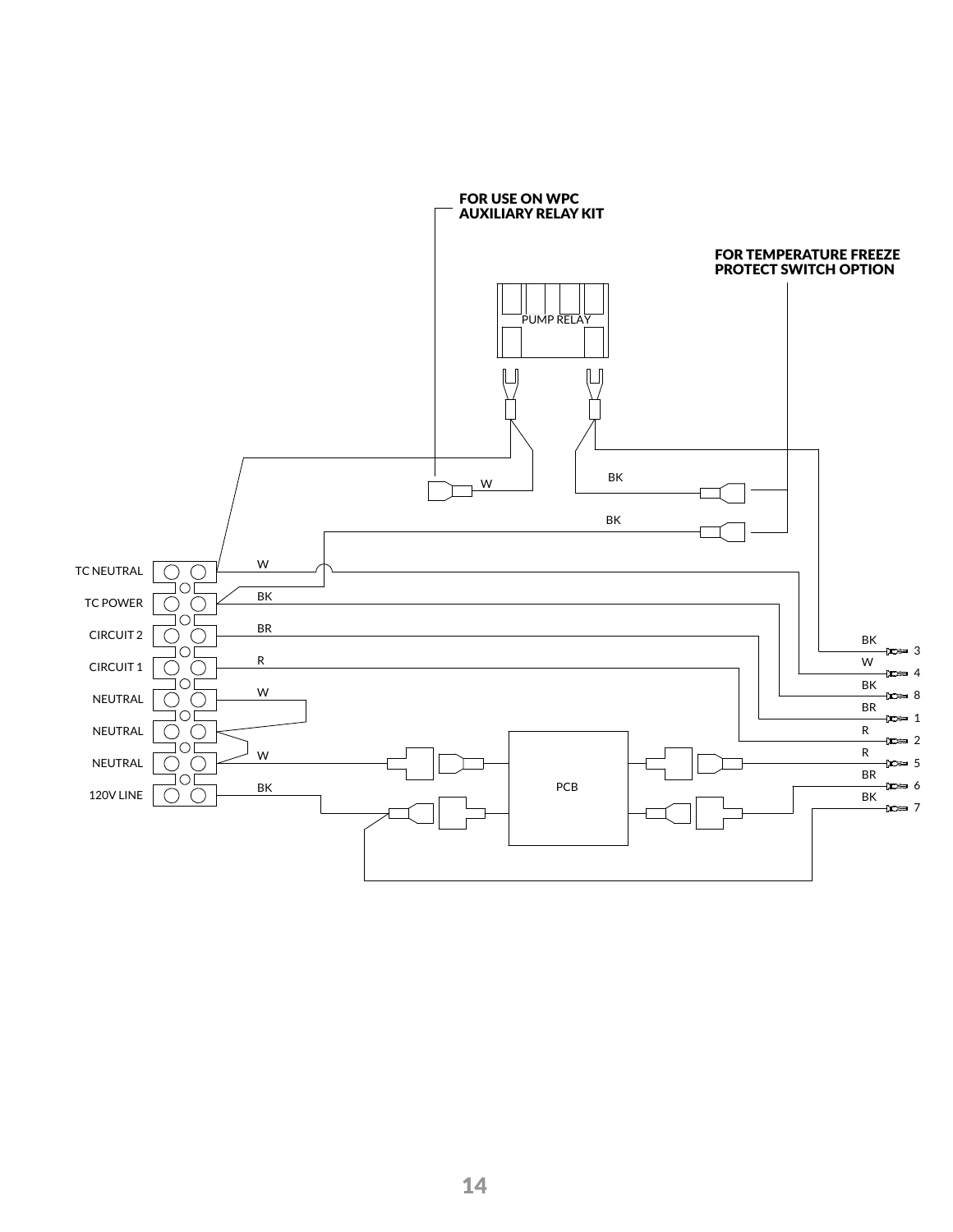FOR USE ON WPC AUXILIARY RELAY KIT

FOR TEMPERATURE FREEZE PROTECT SWITCH OPTION

PUMP RELAY

W

BK

BK

TC NEUTRAL

TC POWER

CIRCUIT 2

CIRCUIT 1

NEUTRAL

NEUTRAL

NEUTRAL

120V LINE

W

BK

BR

R

W

W

BK

PCB

BK 3

W 4

BK 8

BR 1

R 2

R 5

BR 6

BK 7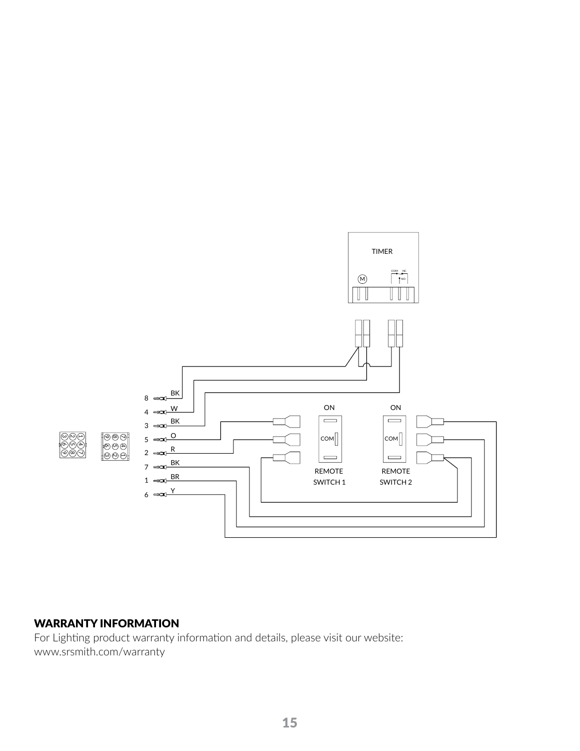TIMER

COM NC

NO

M

8 BK

4 W

3 BK

5 O

2 R

7 BK

1 BR

6 Y

ON

COM

REMOTE SWITCH 1

ON

COM

REMOTE SWITCH 2

## WARRANTY INFORMATION

For Lighting product warranty information and details, please visit our website:
www.srsmith.com/warranty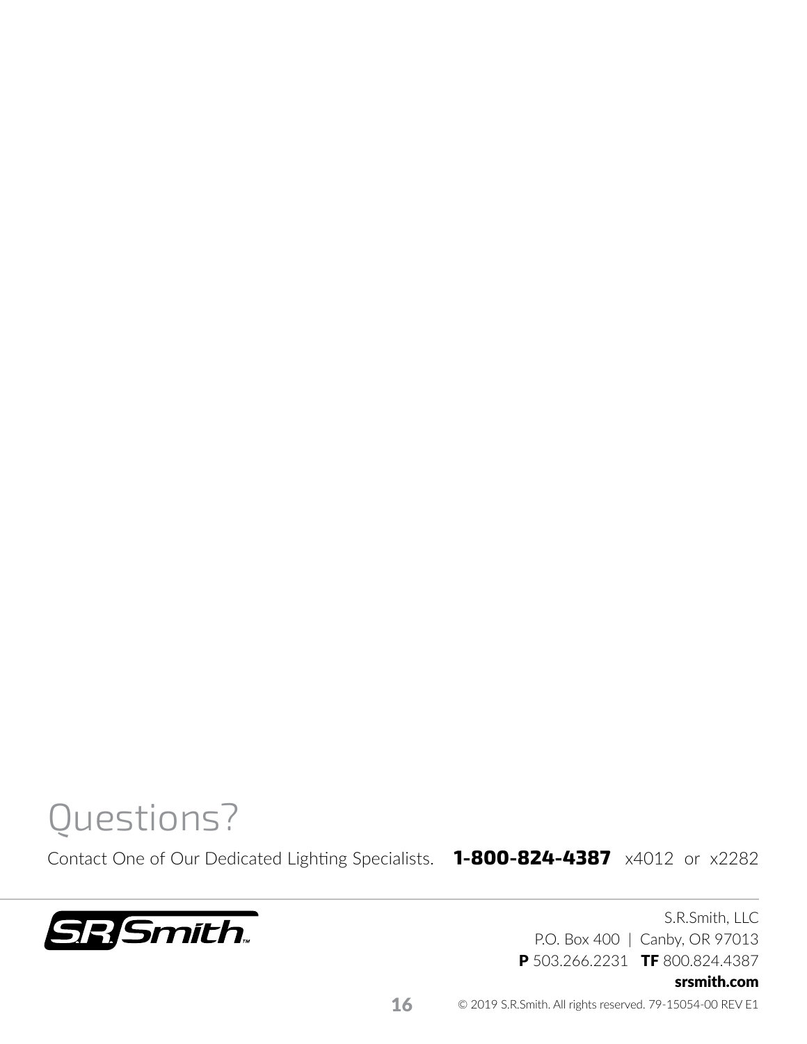# Questions?

Contact One of Our Dedicated Lighting Specialists. **1-800-824-4387** x4012 or x2282

S.R.Smith, LLC
P.O. Box 400 | Canby, OR 97013
**P** 503.266.2231 **TF** 800.824.4387
**srsmith.com**

© 2019 S.R.Smith. All rights reserved. 79-15054-00 REV E1